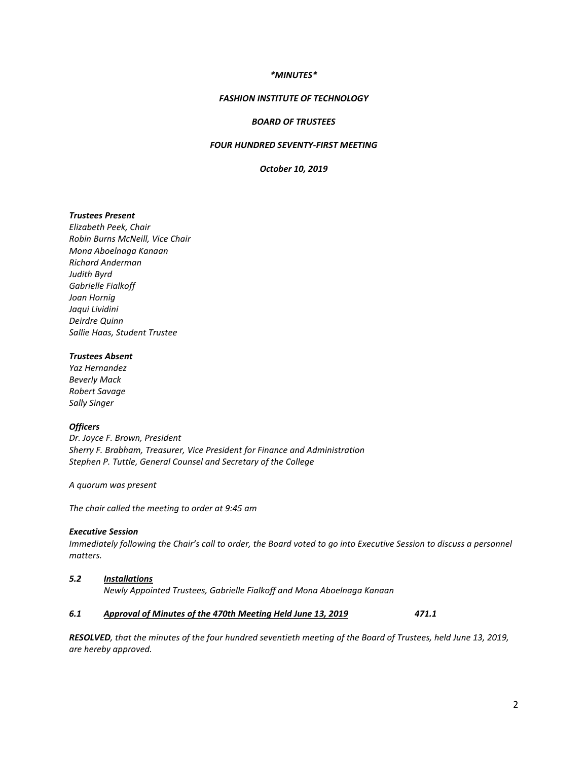***MINUTES***

***FASHION INSTITUTE OF TECHNOLOGY***

***BOARD OF TRUSTEES***

***FOUR HUNDRED SEVENTY-FIRST MEETING***

***October 10, 2019***

***Trustees Present***
*Elizabeth Peek, Chair*
*Robin Burns McNeill, Vice Chair*
*Mona Aboelnaga Kanaan*
*Richard Anderman*
*Judith Byrd*
*Gabrielle Fialkoff*
*Joan Hornig*
*Jaqui Lividini*
*Deirdre Quinn*
*Sallie Haas, Student Trustee*

***Trustees Absent***
*Yaz Hernandez*
*Beverly Mack*
*Robert Savage*
*Sally Singer*

***Officers***
*Dr. Joyce F. Brown, President*
*Sherry F. Brabham, Treasurer, Vice President for Finance and Administration*
*Stephen P. Tuttle, General Counsel and Secretary of the College*

*A quorum was present*

*The chair called the meeting to order at 9:45 am*

***Executive Session***
*Immediately following the Chair's call to order, the Board voted to go into Executive Session to discuss a personnel matters.*

***5.2 Installations***
*Newly Appointed Trustees, Gabrielle Fialkoff and Mona Aboelnaga Kanaan*

***6.1 Approval of Minutes of the 470th Meeting Held June 13, 2019*** ***471.1***

***RESOLVED****, that the minutes of the four hundred seventieth meeting of the Board of Trustees, held June 13, 2019, are hereby approved.*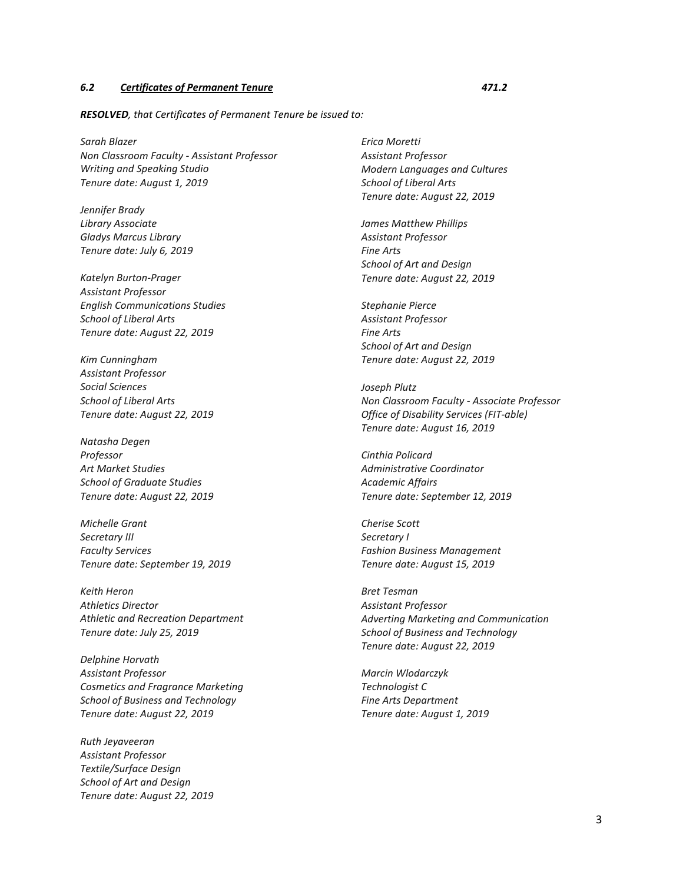### *6.2 Certificates of Permanent Tenure* *471.2*

***RESOLVED**, that Certificates of Permanent Tenure be issued to:*

*Sarah Blazer*
*Non Classroom Faculty - Assistant Professor*
*Writing and Speaking Studio*
*Tenure date: August 1, 2019*

*Jennifer Brady*
*Library Associate*
*Gladys Marcus Library*
*Tenure date: July 6, 2019*

*Katelyn Burton-Prager*
*Assistant Professor*
*English Communications Studies*
*School of Liberal Arts*
*Tenure date: August 22, 2019*

*Kim Cunningham*
*Assistant Professor*
*Social Sciences*
*School of Liberal Arts*
*Tenure date: August 22, 2019*

*Natasha Degen*
*Professor*
*Art Market Studies*
*School of Graduate Studies*
*Tenure date: August 22, 2019*

*Michelle Grant*
*Secretary III*
*Faculty Services*
*Tenure date: September 19, 2019*

*Keith Heron*
*Athletics Director*
*Athletic and Recreation Department*
*Tenure date: July 25, 2019*

*Delphine Horvath*
*Assistant Professor*
*Cosmetics and Fragrance Marketing*
*School of Business and Technology*
*Tenure date: August 22, 2019*

*Ruth Jeyaveeran*
*Assistant Professor*
*Textile/Surface Design*
*School of Art and Design*
*Tenure date: August 22, 2019*

*Erica Moretti*
*Assistant Professor*
*Modern Languages and Cultures*
*School of Liberal Arts*
*Tenure date: August 22, 2019*

*James Matthew Phillips*
*Assistant Professor*
*Fine Arts*
*School of Art and Design*
*Tenure date: August 22, 2019*

*Stephanie Pierce*
*Assistant Professor*
*Fine Arts*
*School of Art and Design*
*Tenure date: August 22, 2019*

*Joseph Plutz*
*Non Classroom Faculty - Associate Professor*
*Office of Disability Services (FIT-able)*
*Tenure date: August 16, 2019*

*Cinthia Policard*
*Administrative Coordinator*
*Academic Affairs*
*Tenure date: September 12, 2019*

*Cherise Scott*
*Secretary I*
*Fashion Business Management*
*Tenure date: August 15, 2019*

*Bret Tesman*
*Assistant Professor*
*Adverting Marketing and Communication*
*School of Business and Technology*
*Tenure date: August 22, 2019*

*Marcin Wlodarczyk*
*Technologist C*
*Fine Arts Department*
*Tenure date: August 1, 2019*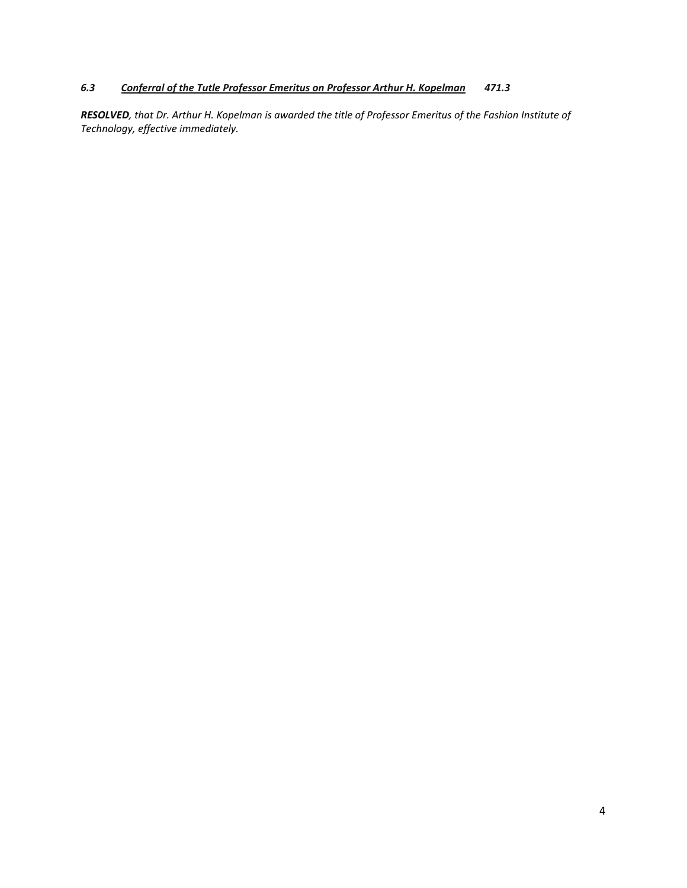***6.3 <u>Conferral of the Tutle Professor Emeritus on Professor Arthur H. Kopelman</u> 471.3***

***RESOLVED**, that Dr. Arthur H. Kopelman is awarded the title of Professor Emeritus of the Fashion Institute of Technology, effective immediately.*